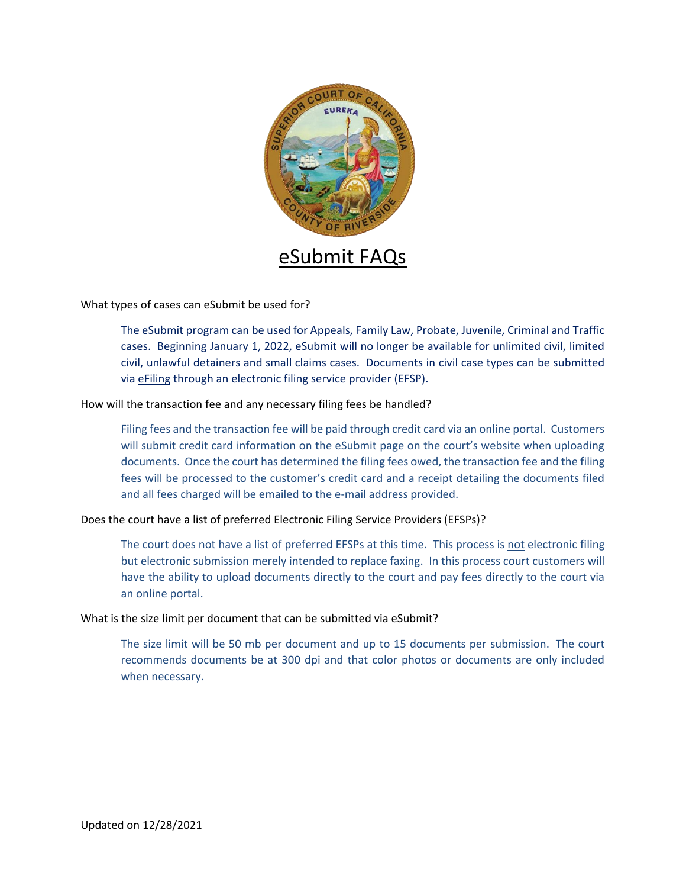# eSubmit FAQs

What types of cases can eSubmit be used for?

> The eSubmit program can be used for Appeals, Family Law, Probate, Juvenile, Criminal and Traffic cases. Beginning January 1, 2022, eSubmit will no longer be available for unlimited civil, limited civil, unlawful detainers and small claims cases. Documents in civil case types can be submitted via eFiling through an electronic filing service provider (EFSP).

How will the transaction fee and any necessary filing fees be handled?

> Filing fees and the transaction fee will be paid through credit card via an online portal. Customers will submit credit card information on the eSubmit page on the court's website when uploading documents. Once the court has determined the filing fees owed, the transaction fee and the filing fees will be processed to the customer's credit card and a receipt detailing the documents filed and all fees charged will be emailed to the e-mail address provided.

Does the court have a list of preferred Electronic Filing Service Providers (EFSPs)?

> The court does not have a list of preferred EFSPs at this time. This process is not electronic filing but electronic submission merely intended to replace faxing. In this process court customers will have the ability to upload documents directly to the court and pay fees directly to the court via an online portal.

What is the size limit per document that can be submitted via eSubmit?

> The size limit will be 50 mb per document and up to 15 documents per submission. The court recommends documents be at 300 dpi and that color photos or documents are only included when necessary.

Updated on 12/28/2021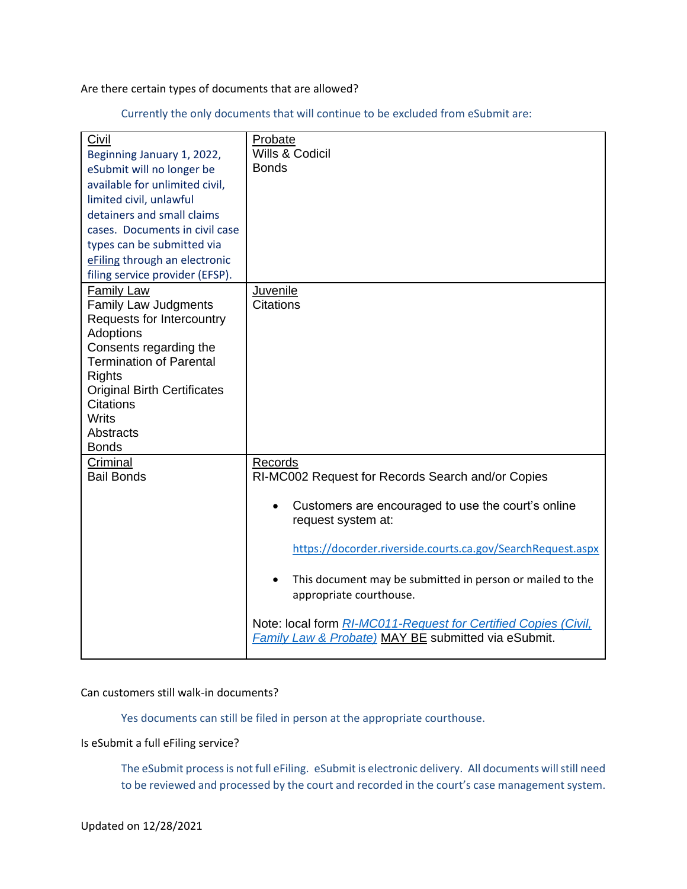Are there certain types of documents that are allowed?

Currently the only documents that will continue to be excluded from eSubmit are:

| Civil | Probate |
|---|---|
| Beginning January 1, 2022, eSubmit will no longer be available for unlimited civil, limited civil, unlawful detainers and small claims cases. Documents in civil case types can be submitted via eFiling through an electronic filing service provider (EFSP). | Wills & Codicil<br>Bonds |
| **Family Law**<br>Family Law Judgments<br>Requests for Intercountry Adoptions<br>Consents regarding the Termination of Parental Rights<br>Original Birth Certificates<br>Citations<br>Writs<br>Abstracts<br>Bonds | **Juvenile**<br>Citations |
| **Criminal**<br>Bail Bonds | **Records**<br>RI-MC002 Request for Records Search and/or Copies<br>• Customers are encouraged to use the court's online request system at: https://docorder.riverside.courts.ca.gov/SearchRequest.aspx<br>• This document may be submitted in person or mailed to the appropriate courthouse.<br>Note: local form *RI-MC011-Request for Certified Copies (Civil, Family Law & Probate)* MAY BE submitted via eSubmit. |

Can customers still walk-in documents?

Yes documents can still be filed in person at the appropriate courthouse.

Is eSubmit a full eFiling service?

The eSubmit process is not full eFiling. eSubmit is electronic delivery. All documents will still need to be reviewed and processed by the court and recorded in the court's case management system.

Updated on 12/28/2021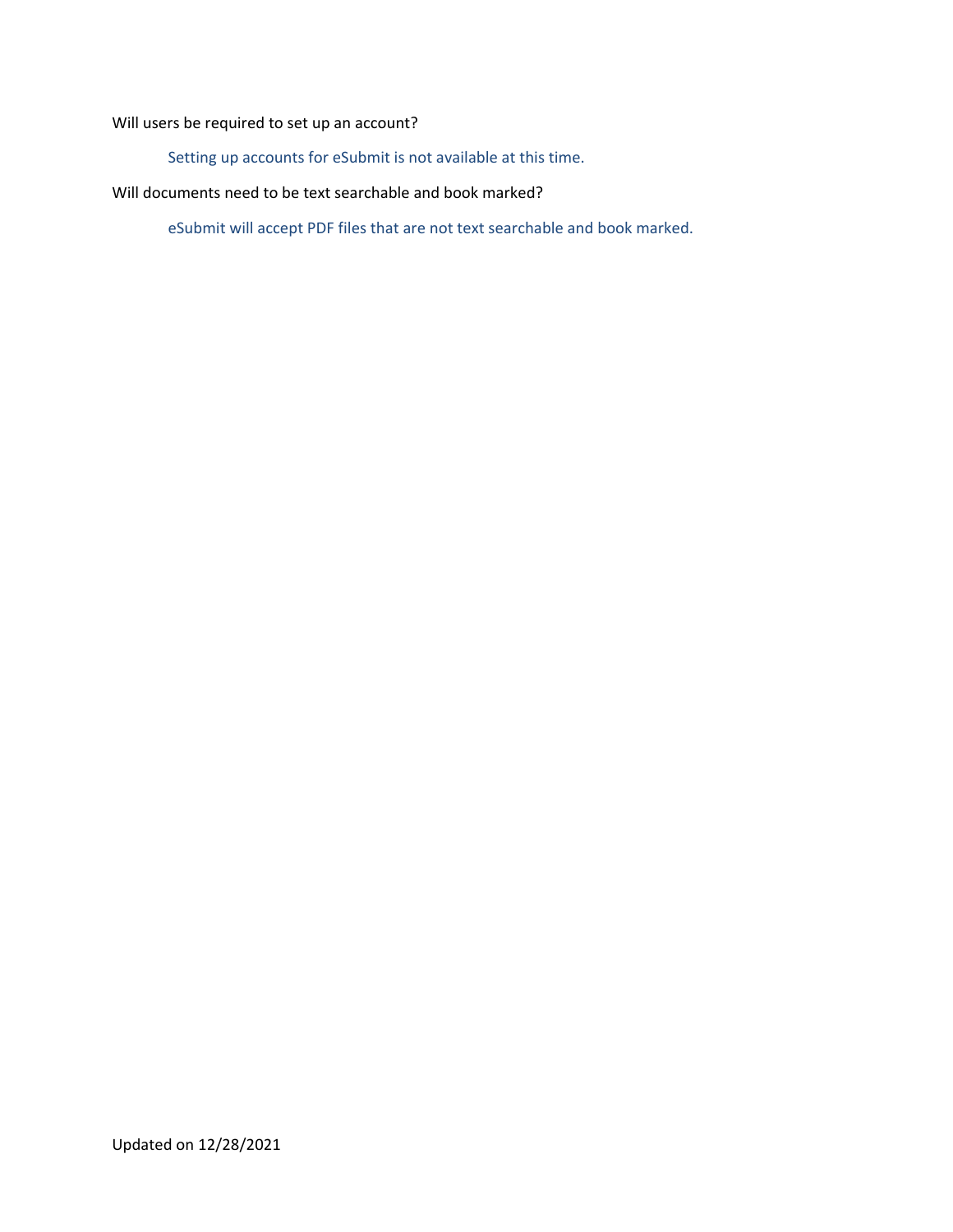Will users be required to set up an account?

> Setting up accounts for eSubmit is not available at this time.

Will documents need to be text searchable and book marked?

> eSubmit will accept PDF files that are not text searchable and book marked.

Updated on 12/28/2021